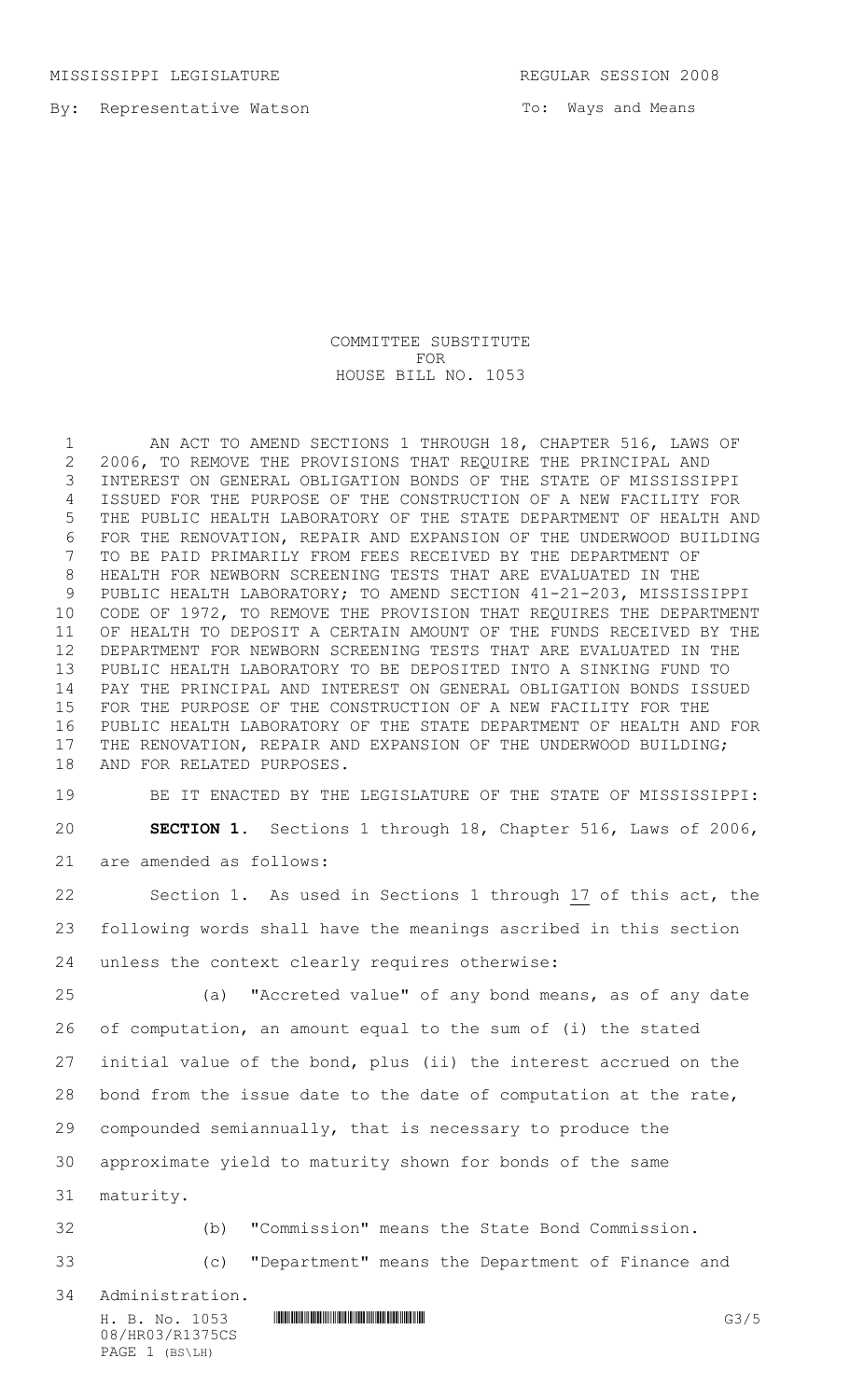MISSISSIPPI LEGISLATURE REGULAR SESSION 2008

By: Representative Watson

To: Ways and Means

# COMMITTEE SUBSTITUTE FOR HOUSE BILL NO. 1053

AN ACT TO AMEND SECTIONS 1 THROUGH 18, CHAPTER 516, LAWS OF 2006, TO REMOVE THE PROVISIONS THAT REQUIRE THE PRINCIPAL AND INTEREST ON GENERAL OBLIGATION BONDS OF THE STATE OF MISSISSIPPI ISSUED FOR THE PURPOSE OF THE CONSTRUCTION OF A NEW FACILITY FOR THE PUBLIC HEALTH LABORATORY OF THE STATE DEPARTMENT OF HEALTH AND FOR THE RENOVATION, REPAIR AND EXPANSION OF THE UNDERWOOD BUILDING TO BE PAID PRIMARILY FROM FEES RECEIVED BY THE DEPARTMENT OF HEALTH FOR NEWBORN SCREENING TESTS THAT ARE EVALUATED IN THE PUBLIC HEALTH LABORATORY; TO AMEND SECTION 41-21-203, MISSISSIPPI CODE OF 1972, TO REMOVE THE PROVISION THAT REQUIRES THE DEPARTMENT OF HEALTH TO DEPOSIT A CERTAIN AMOUNT OF THE FUNDS RECEIVED BY THE DEPARTMENT FOR NEWBORN SCREENING TESTS THAT ARE EVALUATED IN THE PUBLIC HEALTH LABORATORY TO BE DEPOSITED INTO A SINKING FUND TO PAY THE PRINCIPAL AND INTEREST ON GENERAL OBLIGATION BONDS ISSUED FOR THE PURPOSE OF THE CONSTRUCTION OF A NEW FACILITY FOR THE PUBLIC HEALTH LABORATORY OF THE STATE DEPARTMENT OF HEALTH AND FOR THE RENOVATION, REPAIR AND EXPANSION OF THE UNDERWOOD BUILDING; AND FOR RELATED PURPOSES.

BE IT ENACTED BY THE LEGISLATURE OF THE STATE OF MISSISSIPPI:

**SECTION 1.** Sections 1 through 18, Chapter 516, Laws of 2006, are amended as follows:

Section 1. As used in Sections 1 through 17 of this act, the following words shall have the meanings ascribed in this section unless the context clearly requires otherwise:

(a) "Accreted value" of any bond means, as of any date of computation, an amount equal to the sum of (i) the stated initial value of the bond, plus (ii) the interest accrued on the bond from the issue date to the date of computation at the rate, compounded semiannually, that is necessary to produce the approximate yield to maturity shown for bonds of the same maturity.

(b) "Commission" means the State Bond Commission.

(c) "Department" means the Department of Finance and Administration.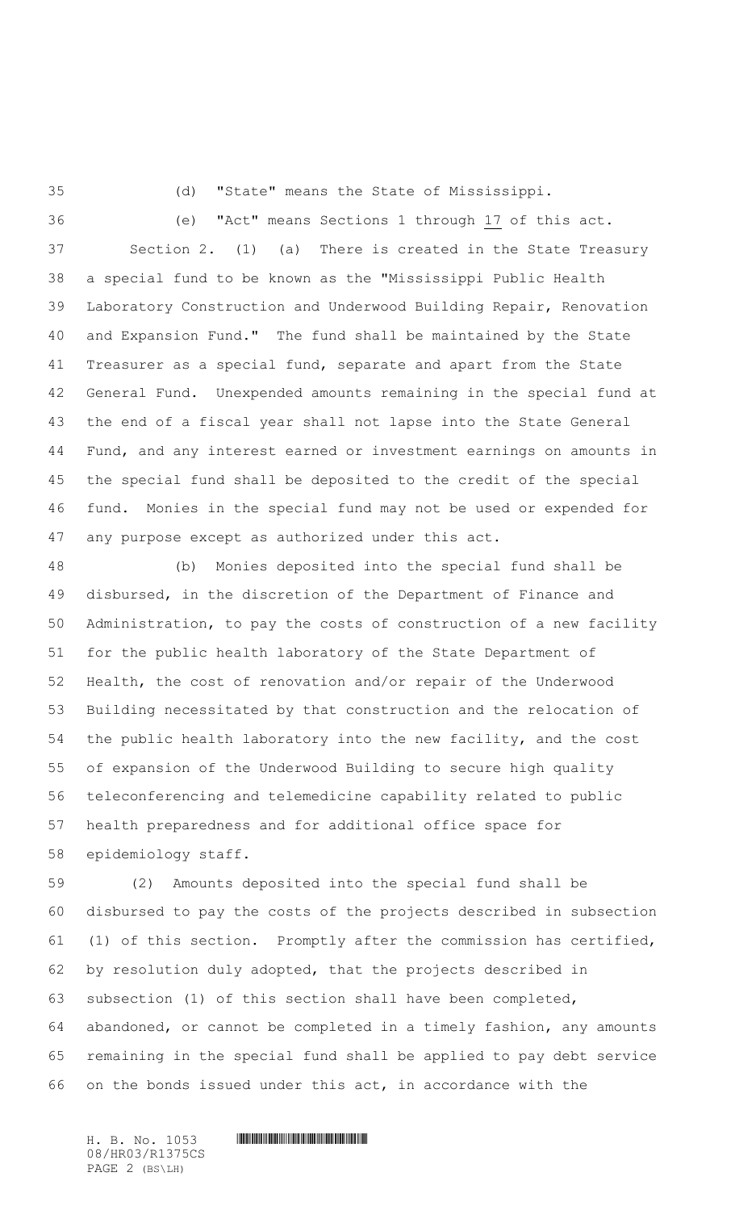(d) "State" means the State of Mississippi.

(e) "Act" means Sections 1 through 17 of this act.

Section 2. (1) (a) There is created in the State Treasury a special fund to be known as the "Mississippi Public Health Laboratory Construction and Underwood Building Repair, Renovation and Expansion Fund." The fund shall be maintained by the State Treasurer as a special fund, separate and apart from the State General Fund. Unexpended amounts remaining in the special fund at the end of a fiscal year shall not lapse into the State General Fund, and any interest earned or investment earnings on amounts in the special fund shall be deposited to the credit of the special fund. Monies in the special fund may not be used or expended for any purpose except as authorized under this act.

(b) Monies deposited into the special fund shall be disbursed, in the discretion of the Department of Finance and Administration, to pay the costs of construction of a new facility for the public health laboratory of the State Department of Health, the cost of renovation and/or repair of the Underwood Building necessitated by that construction and the relocation of the public health laboratory into the new facility, and the cost of expansion of the Underwood Building to secure high quality teleconferencing and telemedicine capability related to public health preparedness and for additional office space for epidemiology staff.

(2) Amounts deposited into the special fund shall be disbursed to pay the costs of the projects described in subsection (1) of this section. Promptly after the commission has certified, by resolution duly adopted, that the projects described in subsection (1) of this section shall have been completed, abandoned, or cannot be completed in a timely fashion, any amounts remaining in the special fund shall be applied to pay debt service on the bonds issued under this act, in accordance with the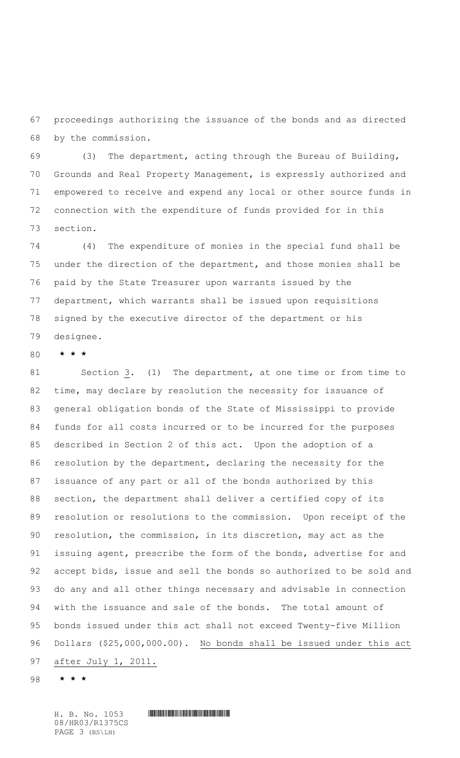proceedings authorizing the issuance of the bonds and as directed by the commission.

(3) The department, acting through the Bureau of Building, Grounds and Real Property Management, is expressly authorized and empowered to receive and expend any local or other source funds in connection with the expenditure of funds provided for in this section.

(4) The expenditure of monies in the special fund shall be under the direction of the department, and those monies shall be paid by the State Treasurer upon warrants issued by the department, which warrants shall be issued upon requisitions signed by the executive director of the department or his designee.

**\* \* \***

Section 3. (1) The department, at one time or from time to time, may declare by resolution the necessity for issuance of general obligation bonds of the State of Mississippi to provide funds for all costs incurred or to be incurred for the purposes described in Section 2 of this act. Upon the adoption of a resolution by the department, declaring the necessity for the issuance of any part or all of the bonds authorized by this section, the department shall deliver a certified copy of its resolution or resolutions to the commission. Upon receipt of the resolution, the commission, in its discretion, may act as the issuing agent, prescribe the form of the bonds, advertise for and accept bids, issue and sell the bonds so authorized to be sold and do any and all other things necessary and advisable in connection with the issuance and sale of the bonds. The total amount of bonds issued under this act shall not exceed Twenty-five Million Dollars ($25,000,000.00). <u>No bonds shall be issued under this act after July 1, 2011.</u>

**\* \* \***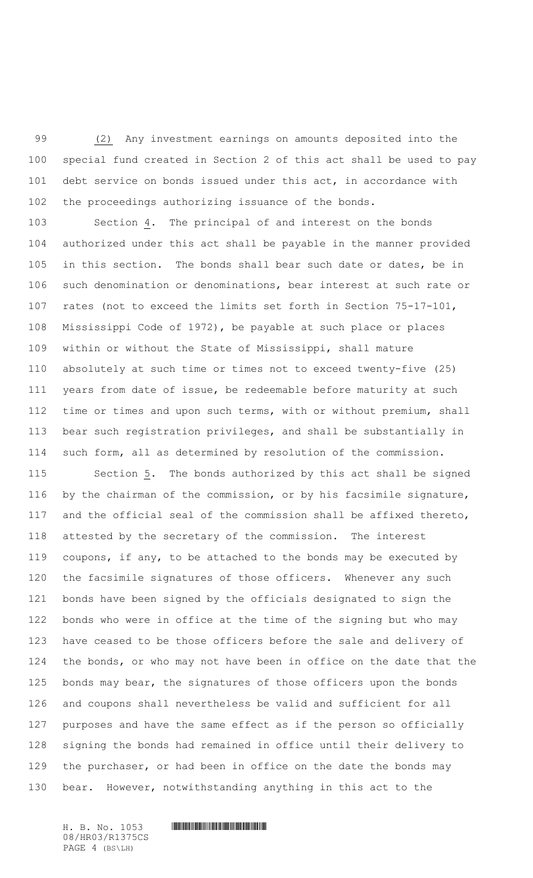(2) Any investment earnings on amounts deposited into the special fund created in Section 2 of this act shall be used to pay debt service on bonds issued under this act, in accordance with the proceedings authorizing issuance of the bonds.

Section 4. The principal of and interest on the bonds authorized under this act shall be payable in the manner provided in this section. The bonds shall bear such date or dates, be in such denomination or denominations, bear interest at such rate or rates (not to exceed the limits set forth in Section 75-17-101, Mississippi Code of 1972), be payable at such place or places within or without the State of Mississippi, shall mature absolutely at such time or times not to exceed twenty-five (25) years from date of issue, be redeemable before maturity at such time or times and upon such terms, with or without premium, shall bear such registration privileges, and shall be substantially in such form, all as determined by resolution of the commission.

Section 5. The bonds authorized by this act shall be signed by the chairman of the commission, or by his facsimile signature, and the official seal of the commission shall be affixed thereto, attested by the secretary of the commission. The interest coupons, if any, to be attached to the bonds may be executed by the facsimile signatures of those officers. Whenever any such bonds have been signed by the officials designated to sign the bonds who were in office at the time of the signing but who may have ceased to be those officers before the sale and delivery of the bonds, or who may not have been in office on the date that the bonds may bear, the signatures of those officers upon the bonds and coupons shall nevertheless be valid and sufficient for all purposes and have the same effect as if the person so officially signing the bonds had remained in office until their delivery to the purchaser, or had been in office on the date the bonds may bear. However, notwithstanding anything in this act to the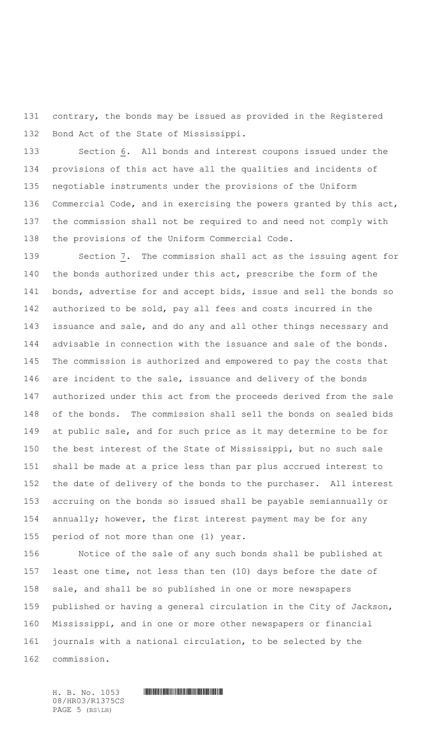contrary, the bonds may be issued as provided in the Registered Bond Act of the State of Mississippi.

Section 6. All bonds and interest coupons issued under the provisions of this act have all the qualities and incidents of negotiable instruments under the provisions of the Uniform Commercial Code, and in exercising the powers granted by this act, the commission shall not be required to and need not comply with the provisions of the Uniform Commercial Code.

Section 7. The commission shall act as the issuing agent for the bonds authorized under this act, prescribe the form of the bonds, advertise for and accept bids, issue and sell the bonds so authorized to be sold, pay all fees and costs incurred in the issuance and sale, and do any and all other things necessary and advisable in connection with the issuance and sale of the bonds. The commission is authorized and empowered to pay the costs that are incident to the sale, issuance and delivery of the bonds authorized under this act from the proceeds derived from the sale of the bonds. The commission shall sell the bonds on sealed bids at public sale, and for such price as it may determine to be for the best interest of the State of Mississippi, but no such sale shall be made at a price less than par plus accrued interest to the date of delivery of the bonds to the purchaser. All interest accruing on the bonds so issued shall be payable semiannually or annually; however, the first interest payment may be for any period of not more than one (1) year.

Notice of the sale of any such bonds shall be published at least one time, not less than ten (10) days before the date of sale, and shall be so published in one or more newspapers published or having a general circulation in the City of Jackson, Mississippi, and in one or more other newspapers or financial journals with a national circulation, to be selected by the commission.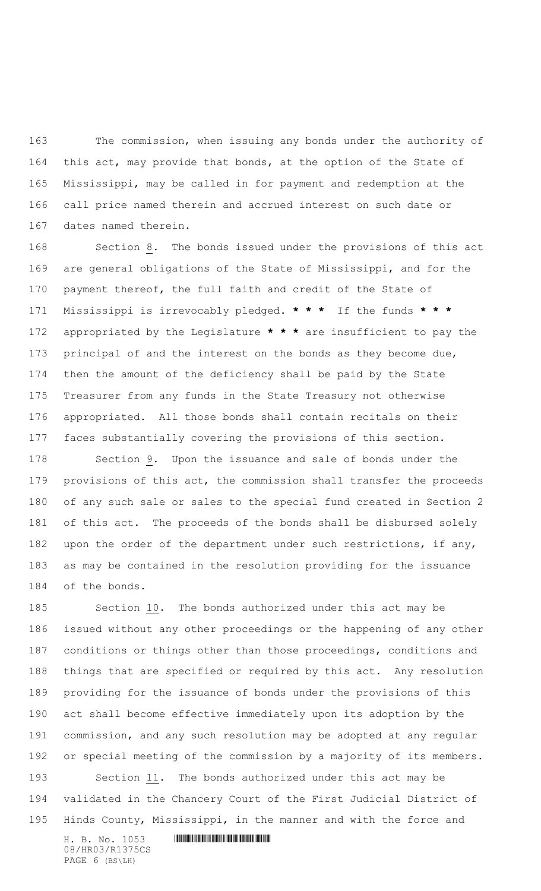The commission, when issuing any bonds under the authority of this act, may provide that bonds, at the option of the State of Mississippi, may be called in for payment and redemption at the call price named therein and accrued interest on such date or dates named therein.

Section 8. The bonds issued under the provisions of this act are general obligations of the State of Mississippi, and for the payment thereof, the full faith and credit of the State of Mississippi is irrevocably pledged. *** If the funds *** appropriated by the Legislature *** are insufficient to pay the principal of and the interest on the bonds as they become due, then the amount of the deficiency shall be paid by the State Treasurer from any funds in the State Treasury not otherwise appropriated. All those bonds shall contain recitals on their faces substantially covering the provisions of this section.

Section 9. Upon the issuance and sale of bonds under the provisions of this act, the commission shall transfer the proceeds of any such sale or sales to the special fund created in Section 2 of this act. The proceeds of the bonds shall be disbursed solely upon the order of the department under such restrictions, if any, as may be contained in the resolution providing for the issuance of the bonds.

Section 10. The bonds authorized under this act may be issued without any other proceedings or the happening of any other conditions or things other than those proceedings, conditions and things that are specified or required by this act. Any resolution providing for the issuance of bonds under the provisions of this act shall become effective immediately upon its adoption by the commission, and any such resolution may be adopted at any regular or special meeting of the commission by a majority of its members.

Section 11. The bonds authorized under this act may be validated in the Chancery Court of the First Judicial District of Hinds County, Mississippi, in the manner and with the force and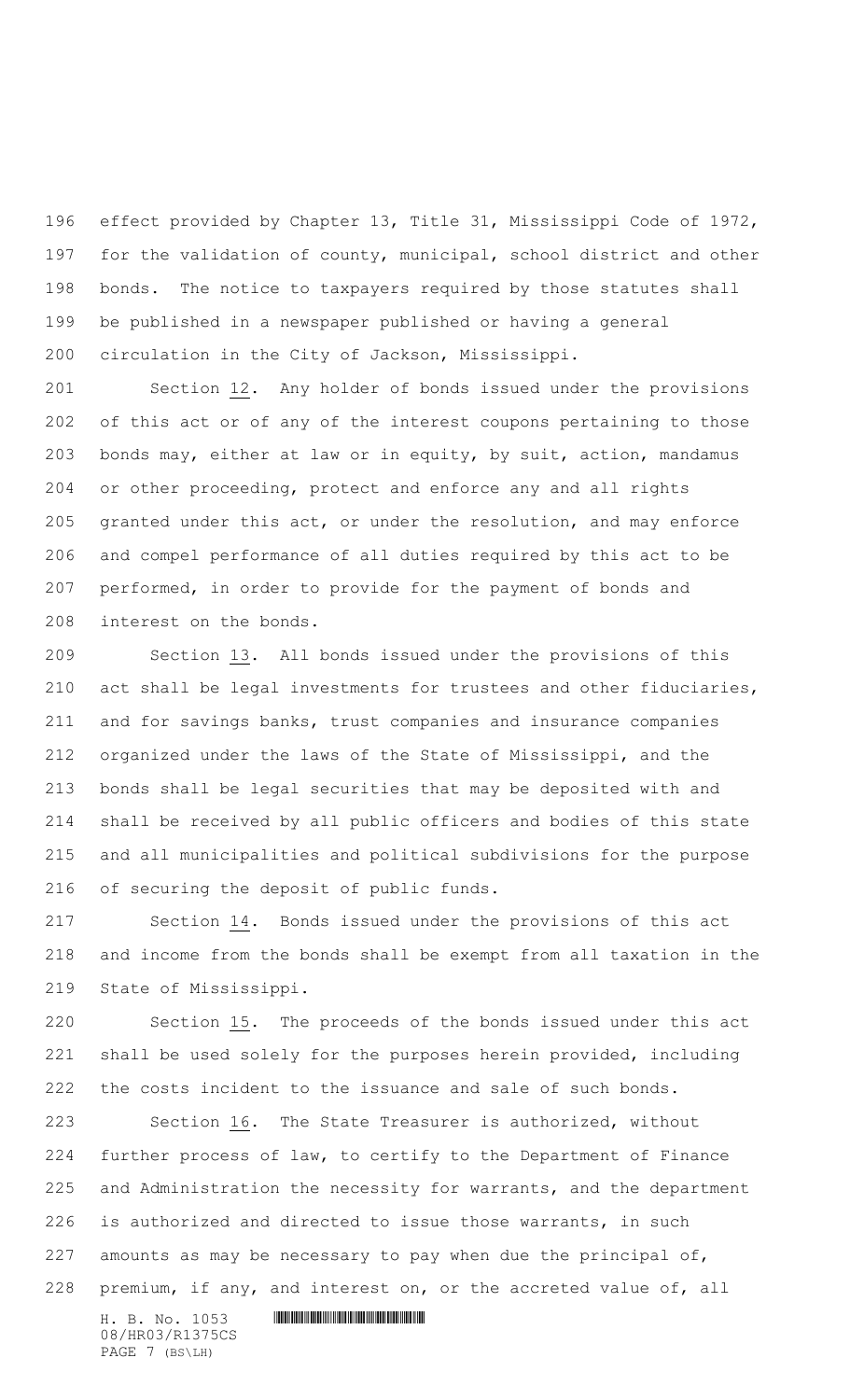effect provided by Chapter 13, Title 31, Mississippi Code of 1972, for the validation of county, municipal, school district and other bonds. The notice to taxpayers required by those statutes shall be published in a newspaper published or having a general circulation in the City of Jackson, Mississippi.

Section 12. Any holder of bonds issued under the provisions of this act or of any of the interest coupons pertaining to those bonds may, either at law or in equity, by suit, action, mandamus or other proceeding, protect and enforce any and all rights granted under this act, or under the resolution, and may enforce and compel performance of all duties required by this act to be performed, in order to provide for the payment of bonds and interest on the bonds.

Section 13. All bonds issued under the provisions of this act shall be legal investments for trustees and other fiduciaries, and for savings banks, trust companies and insurance companies organized under the laws of the State of Mississippi, and the bonds shall be legal securities that may be deposited with and shall be received by all public officers and bodies of this state and all municipalities and political subdivisions for the purpose of securing the deposit of public funds.

Section 14. Bonds issued under the provisions of this act and income from the bonds shall be exempt from all taxation in the State of Mississippi.

Section 15. The proceeds of the bonds issued under this act shall be used solely for the purposes herein provided, including the costs incident to the issuance and sale of such bonds.

Section 16. The State Treasurer is authorized, without further process of law, to certify to the Department of Finance and Administration the necessity for warrants, and the department is authorized and directed to issue those warrants, in such amounts as may be necessary to pay when due the principal of, premium, if any, and interest on, or the accreted value of, all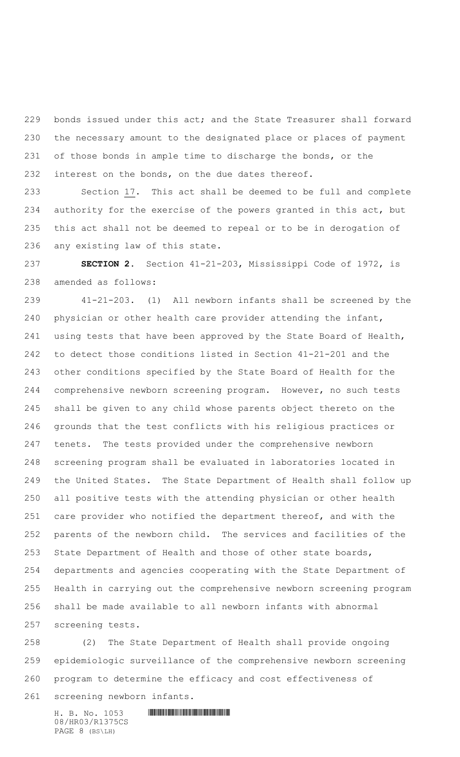bonds issued under this act; and the State Treasurer shall forward the necessary amount to the designated place or places of payment of those bonds in ample time to discharge the bonds, or the interest on the bonds, on the due dates thereof.

Section 17. This act shall be deemed to be full and complete authority for the exercise of the powers granted in this act, but this act shall not be deemed to repeal or to be in derogation of any existing law of this state.

**SECTION 2.** Section 41-21-203, Mississippi Code of 1972, is amended as follows:

41-21-203. (1) All newborn infants shall be screened by the physician or other health care provider attending the infant, using tests that have been approved by the State Board of Health, to detect those conditions listed in Section 41-21-201 and the other conditions specified by the State Board of Health for the comprehensive newborn screening program. However, no such tests shall be given to any child whose parents object thereto on the grounds that the test conflicts with his religious practices or tenets. The tests provided under the comprehensive newborn screening program shall be evaluated in laboratories located in the United States. The State Department of Health shall follow up all positive tests with the attending physician or other health care provider who notified the department thereof, and with the parents of the newborn child. The services and facilities of the State Department of Health and those of other state boards, departments and agencies cooperating with the State Department of Health in carrying out the comprehensive newborn screening program shall be made available to all newborn infants with abnormal screening tests.

(2) The State Department of Health shall provide ongoing epidemiologic surveillance of the comprehensive newborn screening program to determine the efficacy and cost effectiveness of screening newborn infants.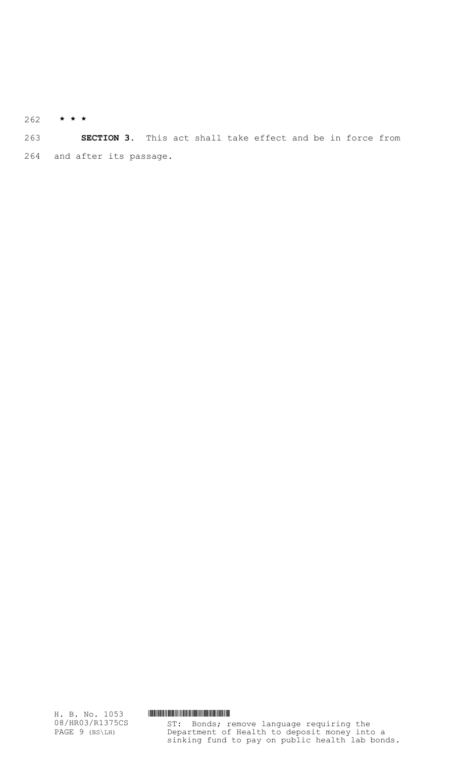262 * * *

263 **SECTION 3.** This act shall take effect and be in force from

264 and after its passage.

H. B. No. 1053
08/HR03/R1375CS

ST: Bonds; remove language requiring the Department of Health to deposit money into a sinking fund to pay on public health lab bonds.